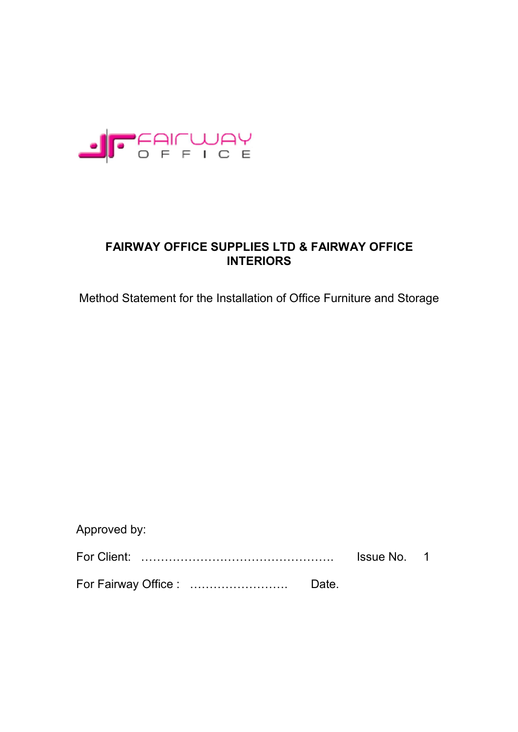# FAIRWAY OFFICE SUPPLIES LTD & FAIRWAY OFFICE INTERIORS

Method Statement for the Installation of Office Furniture and Storage

Approved by:

For Client: ………………………………………….. Issue No. 1

For Fairway Office : ……………………. Date.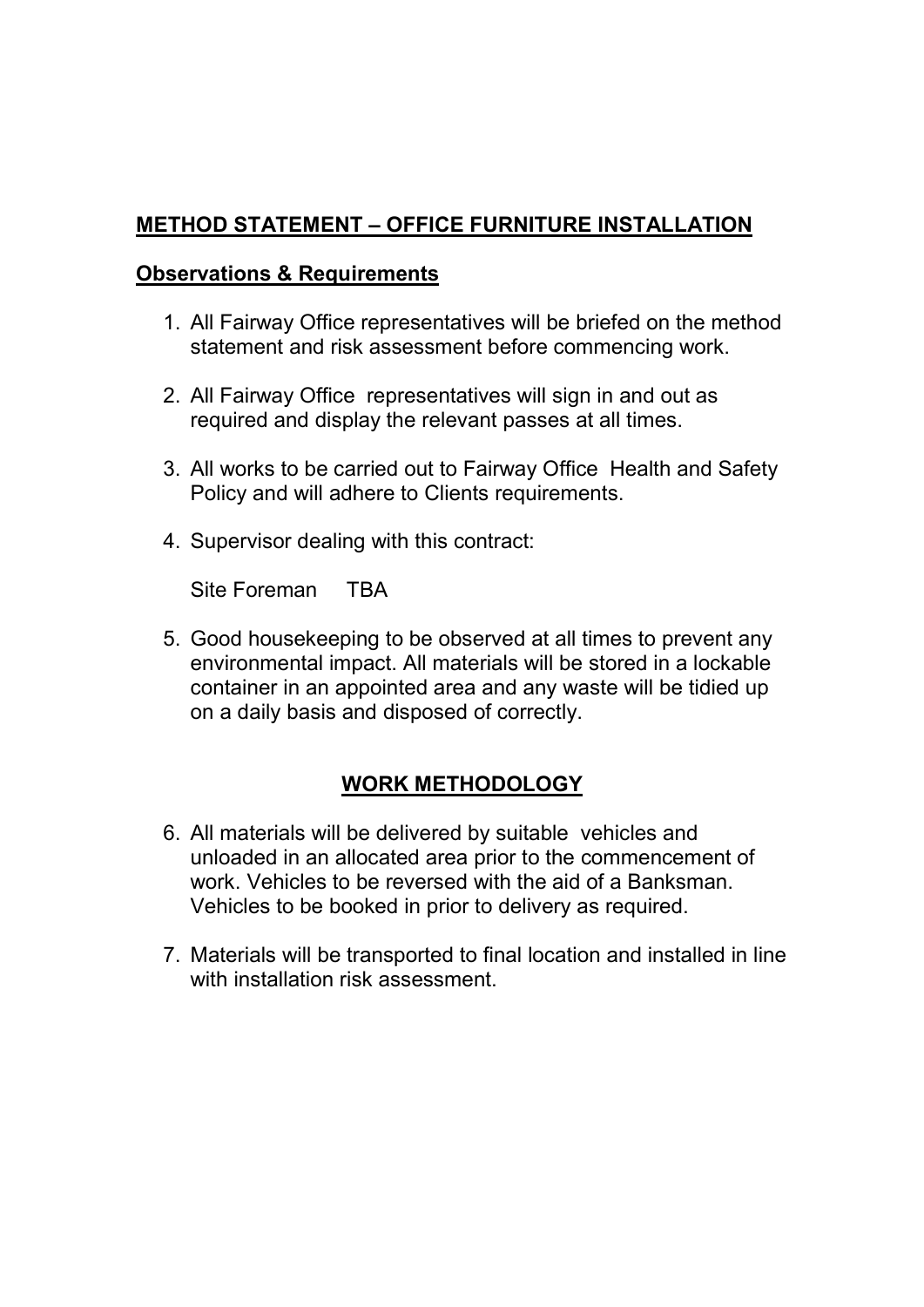## METHOD STATEMENT – OFFICE FURNITURE INSTALLATION

### Observations & Requirements

1. All Fairway Office representatives will be briefed on the method statement and risk assessment before commencing work.

2. All Fairway Office representatives will sign in and out as required and display the relevant passes at all times.

3. All works to be carried out to Fairway Office Health and Safety Policy and will adhere to Clients requirements.

4. Supervisor dealing with this contract:

   Site Foreman TBA

5. Good housekeeping to be observed at all times to prevent any environmental impact. All materials will be stored in a lockable container in an appointed area and any waste will be tidied up on a daily basis and disposed of correctly.

### WORK METHODOLOGY

6. All materials will be delivered by suitable vehicles and unloaded in an allocated area prior to the commencement of work. Vehicles to be reversed with the aid of a Banksman. Vehicles to be booked in prior to delivery as required.

7. Materials will be transported to final location and installed in line with installation risk assessment.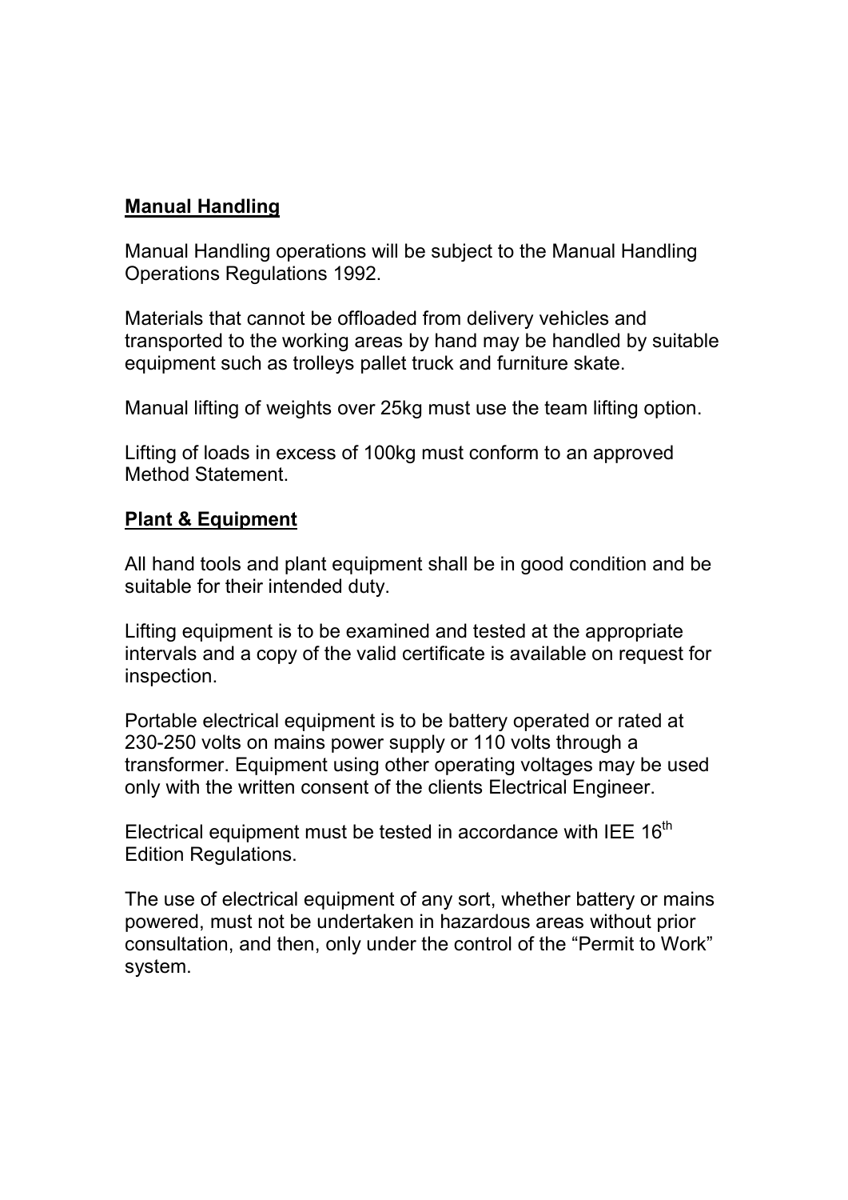## Manual Handling

Manual Handling operations will be subject to the Manual Handling Operations Regulations 1992.

Materials that cannot be offloaded from delivery vehicles and transported to the working areas by hand may be handled by suitable equipment such as trolleys pallet truck and furniture skate.

Manual lifting of weights over 25kg must use the team lifting option.

Lifting of loads in excess of 100kg must conform to an approved Method Statement.

## Plant & Equipment

All hand tools and plant equipment shall be in good condition and be suitable for their intended duty.

Lifting equipment is to be examined and tested at the appropriate intervals and a copy of the valid certificate is available on request for inspection.

Portable electrical equipment is to be battery operated or rated at 230-250 volts on mains power supply or 110 volts through a transformer. Equipment using other operating voltages may be used only with the written consent of the clients Electrical Engineer.

Electrical equipment must be tested in accordance with IEE $16^{th}$ Edition Regulations.

The use of electrical equipment of any sort, whether battery or mains powered, must not be undertaken in hazardous areas without prior consultation, and then, only under the control of the “Permit to Work” system.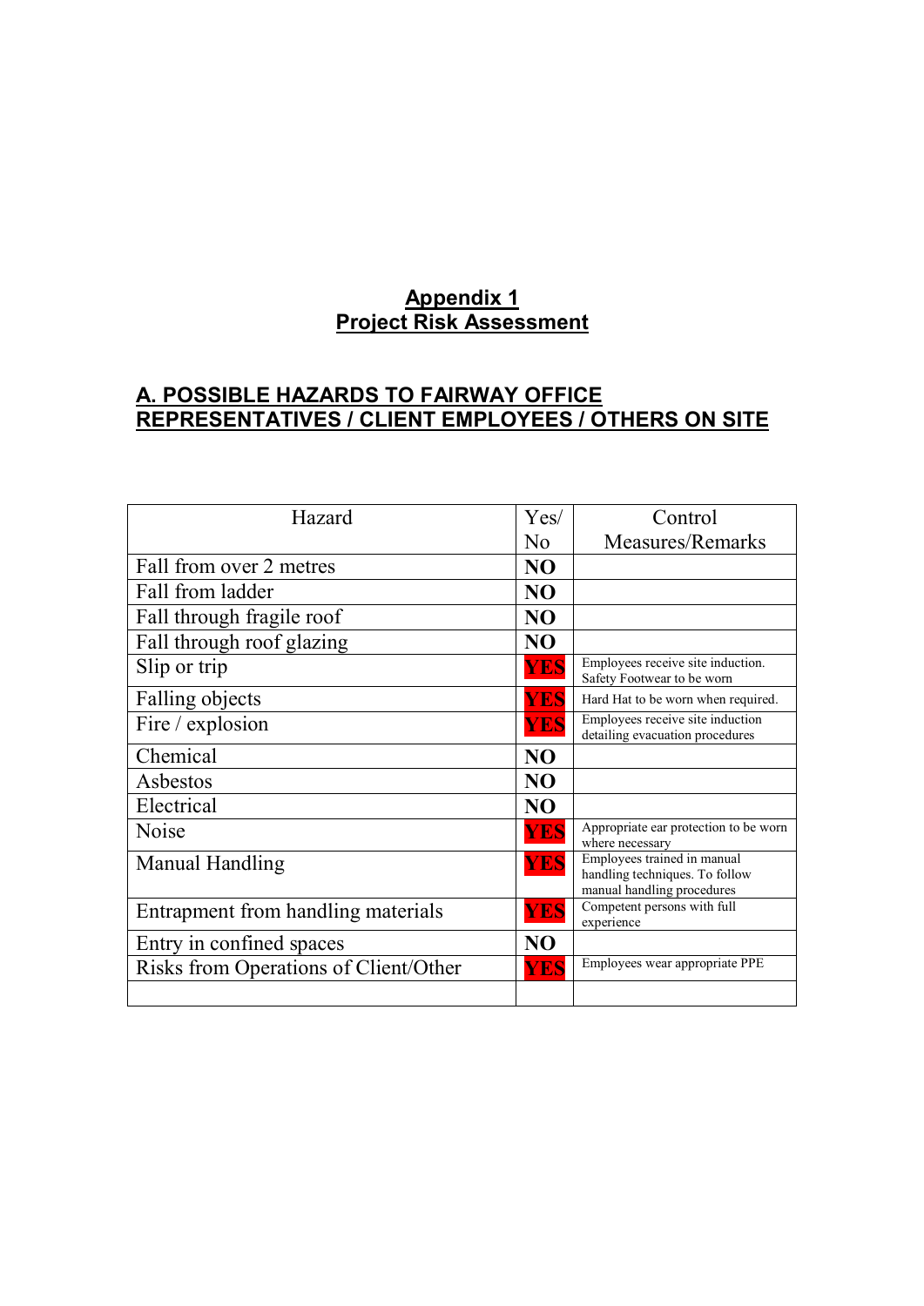# Appendix 1
# Project Risk Assessment

## A. POSSIBLE HAZARDS TO FAIRWAY OFFICE REPRESENTATIVES / CLIENT EMPLOYEES / OTHERS ON SITE

| Hazard | Yes/ No | Control Measures/Remarks |
|---|---|---|
| Fall from over 2 metres | **NO** | |
| Fall from ladder | **NO** | |
| Fall through fragile roof | **NO** | |
| Fall through roof glazing | **NO** | |
| Slip or trip | **YES** | Employees receive site induction. Safety Footwear to be worn |
| Falling objects | **YES** | Hard Hat to be worn when required. |
| Fire / explosion | **YES** | Employees receive site induction detailing evacuation procedures |
| Chemical | **NO** | |
| Asbestos | **NO** | |
| Electrical | **NO** | |
| Noise | **YES** | Appropriate ear protection to be worn where necessary |
| Manual Handling | **YES** | Employees trained in manual handling techniques. To follow manual handling procedures |
| Entrapment from handling materials | **YES** | Competent persons with full experience |
| Entry in confined spaces | **NO** | |
| Risks from Operations of Client/Other | **YES** | Employees wear appropriate PPE |
| | | |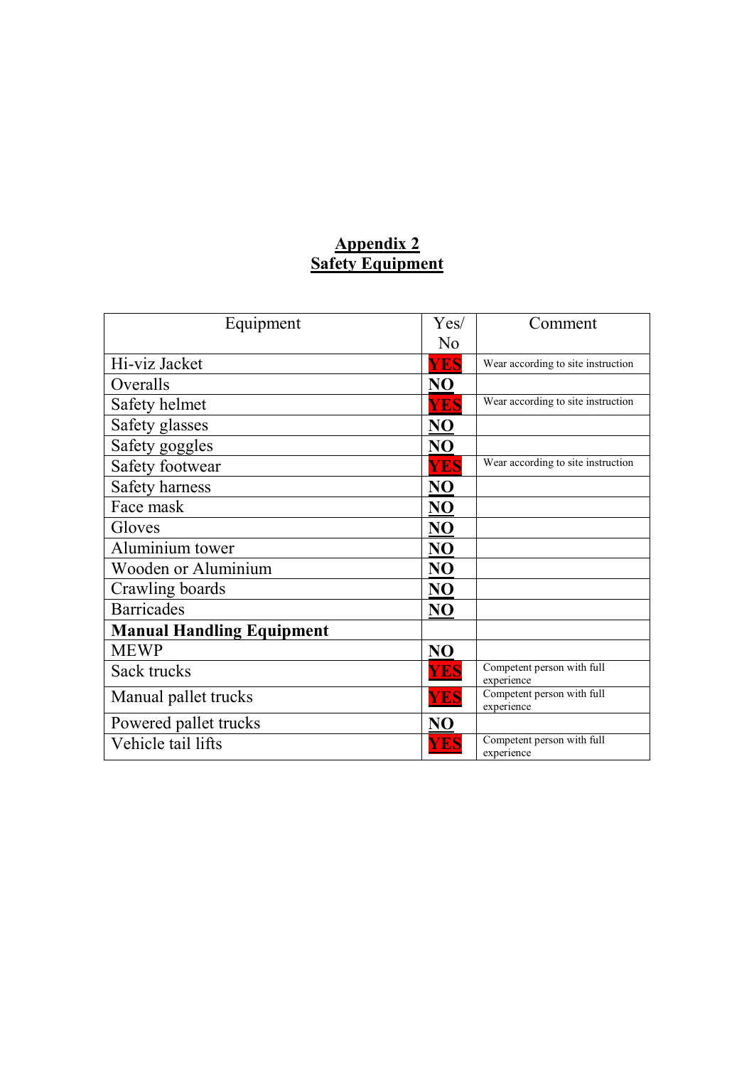**Appendix 2**
**Safety Equipment**

| Equipment | Yes/ No | Comment |
|---|---|---|
| Hi-viz Jacket | **YES** | Wear according to site instruction |
| Overalls | **NO** | |
| Safety helmet | **YES** | Wear according to site instruction |
| Safety glasses | **NO** | |
| Safety goggles | **NO** | |
| Safety footwear | **YES** | Wear according to site instruction |
| Safety harness | **NO** | |
| Face mask | **NO** | |
| Gloves | **NO** | |
| Aluminium tower | **NO** | |
| Wooden or Aluminium | **NO** | |
| Crawling boards | **NO** | |
| Barricades | **NO** | |
| **Manual Handling Equipment** | | |
| MEWP | **NO** | |
| Sack trucks | **YES** | Competent person with full experience |
| Manual pallet trucks | **YES** | Competent person with full experience |
| Powered pallet trucks | **NO** | |
| Vehicle tail lifts | **YES** | Competent person with full experience |